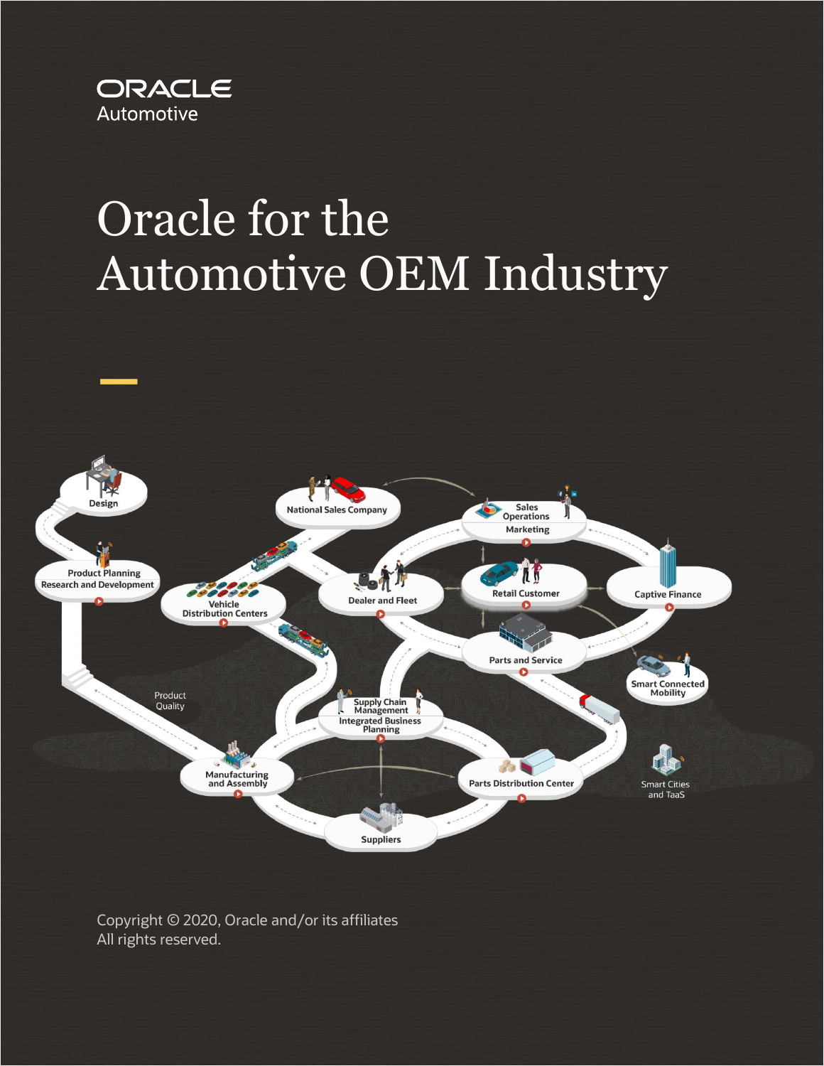ORACLE Automotive

# Oracle for the Automotive OEM Industry

Design

Product Planning Research and Development

National Sales Company

Vehicle Distribution Centers

Dealer and Fleet

Sales Operations Marketing

Retail Customer

Captive Finance

Parts and Service

Smart Connected Mobility

Product Quality

Supply Chain Management Integrated Business Planning

Manufacturing and Assembly

Parts Distribution Center

Smart Cities and TaaS

Suppliers

Copyright © 2020, Oracle and/or its affiliates
All rights reserved.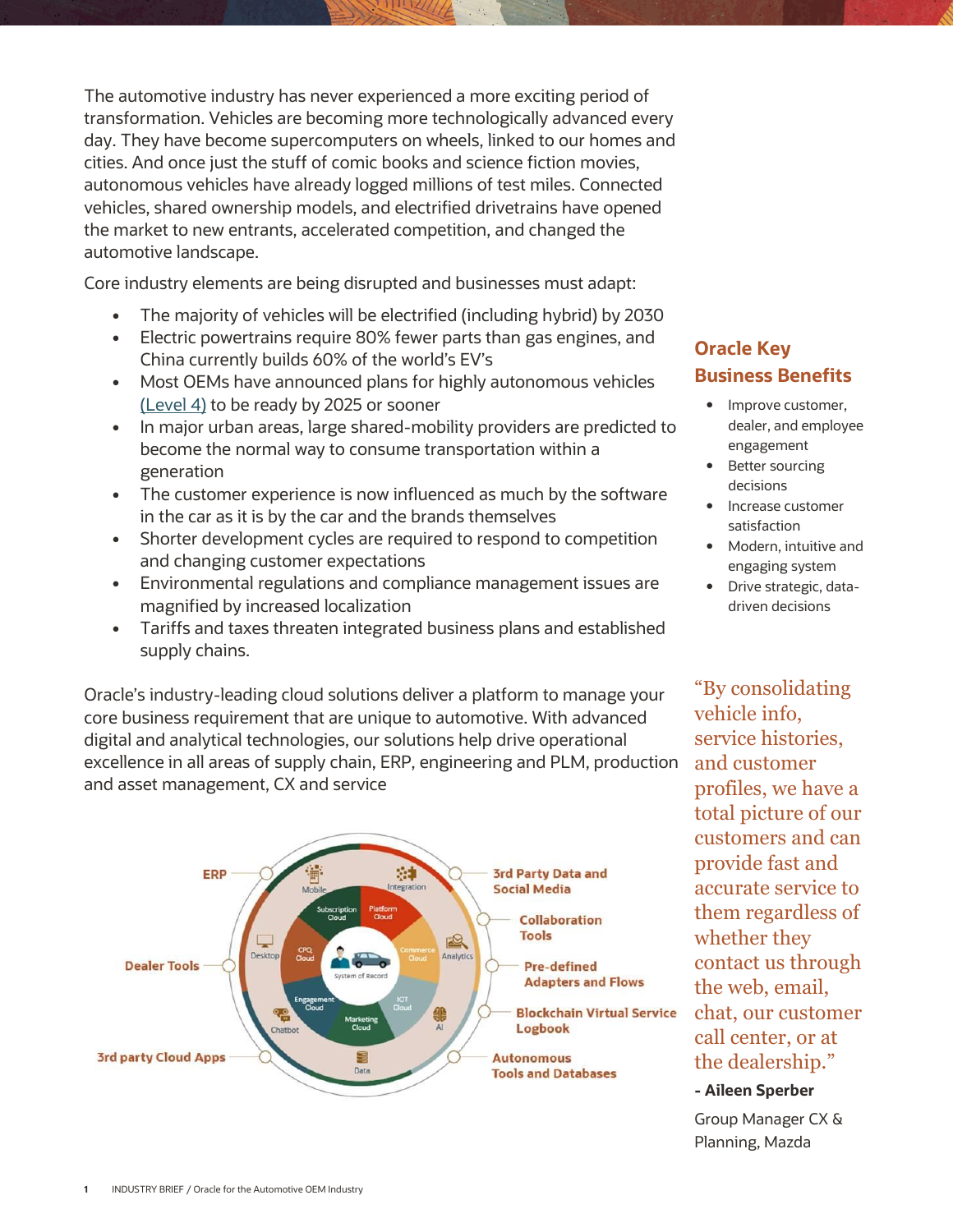The automotive industry has never experienced a more exciting period of transformation. Vehicles are becoming more technologically advanced every day. They have become supercomputers on wheels, linked to our homes and cities. And once just the stuff of comic books and science fiction movies, autonomous vehicles have already logged millions of test miles. Connected vehicles, shared ownership models, and electrified drivetrains have opened the market to new entrants, accelerated competition, and changed the automotive landscape.

Core industry elements are being disrupted and businesses must adapt:

- The majority of vehicles will be electrified (including hybrid) by 2030
- Electric powertrains require 80% fewer parts than gas engines, and China currently builds 60% of the world's EV's
- Most OEMs have announced plans for highly autonomous vehicles (Level 4) to be ready by 2025 or sooner
- In major urban areas, large shared-mobility providers are predicted to become the normal way to consume transportation within a generation
- The customer experience is now influenced as much by the software in the car as it is by the car and the brands themselves
- Shorter development cycles are required to respond to competition and changing customer expectations
- Environmental regulations and compliance management issues are magnified by increased localization
- Tariffs and taxes threaten integrated business plans and established supply chains.

Oracle's industry-leading cloud solutions deliver a platform to manage your core business requirement that are unique to automotive. With advanced digital and analytical technologies, our solutions help drive operational excellence in all areas of supply chain, ERP, engineering and PLM, production and asset management, CX and service

ERP · 3rd Party Data and Social Media · Collaboration Tools · Pre-defined Adapters and Flows · Blockchain Virtual Service Logbook · Autonomous Tools and Databases · 3rd party Cloud Apps · Dealer Tools

Mobile · Integration · Analytics · AI · Data · Chatbot · Desktop

Subscription Cloud · Platform Cloud · Commerce Cloud · IOT Cloud · Marketing Cloud · Engagement Cloud · CPQ Cloud · System of Record

## Oracle Key Business Benefits

- Improve customer, dealer, and employee engagement
- Better sourcing decisions
- Increase customer satisfaction
- Modern, intuitive and engaging system
- Drive strategic, data-driven decisions

"By consolidating vehicle info, service histories, and customer profiles, we have a total picture of our customers and can provide fast and accurate service to them regardless of whether they contact us through the web, email, chat, our customer call center, or at the dealership."

**- Aileen Sperber**

Group Manager CX & Planning, Mazda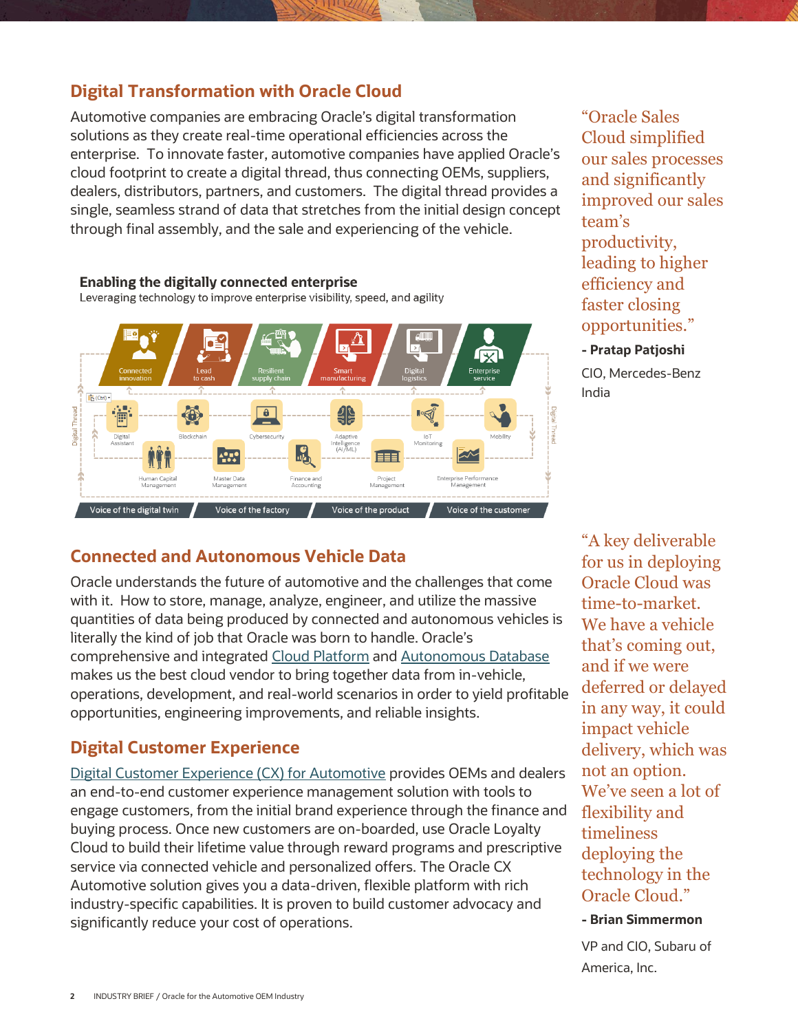## Digital Transformation with Oracle Cloud

Automotive companies are embracing Oracle's digital transformation solutions as they create real-time operational efficiencies across the enterprise. To innovate faster, automotive companies have applied Oracle's cloud footprint to create a digital thread, thus connecting OEMs, suppliers, dealers, distributors, partners, and customers. The digital thread provides a single, seamless strand of data that stretches from the initial design concept through final assembly, and the sale and experiencing of the vehicle.

**Enabling the digitally connected enterprise**

Leveraging technology to improve enterprise visibility, speed, and agility

Connected innovation | Lead to cash | Resilient supply chain | Smart manufacturing | Digital logistics | Enterprise service

Digital Assistant | Blockchain | Cybersecurity | Adaptive Intelligence (AI/ML) | IoT Monitoring | Mobility

Human Capital Management | Master Data Management | Finance and Accounting | Project Management | Enterprise Performance Management

Digital Thread

Voice of the digital twin | Voice of the factory | Voice of the product | Voice of the customer

> "Oracle Sales Cloud simplified our sales processes and significantly improved our sales team's productivity, leading to higher efficiency and faster closing opportunities."
>
> **- Pratap Patjoshi**
>
> CIO, Mercedes-Benz India

## Connected and Autonomous Vehicle Data

Oracle understands the future of automotive and the challenges that come with it. How to store, manage, analyze, engineer, and utilize the massive quantities of data being produced by connected and autonomous vehicles is literally the kind of job that Oracle was born to handle. Oracle's comprehensive and integrated Cloud Platform and Autonomous Database makes us the best cloud vendor to bring together data from in-vehicle, operations, development, and real-world scenarios in order to yield profitable opportunities, engineering improvements, and reliable insights.

## Digital Customer Experience

Digital Customer Experience (CX) for Automotive provides OEMs and dealers an end-to-end customer experience management solution with tools to engage customers, from the initial brand experience through the finance and buying process. Once new customers are on-boarded, use Oracle Loyalty Cloud to build their lifetime value through reward programs and prescriptive service via connected vehicle and personalized offers. The Oracle CX Automotive solution gives you a data-driven, flexible platform with rich industry-specific capabilities. It is proven to build customer advocacy and significantly reduce your cost of operations.

> "A key deliverable for us in deploying Oracle Cloud was time-to-market. We have a vehicle that's coming out, and if we were deferred or delayed in any way, it could impact vehicle delivery, which was not an option. We've seen a lot of flexibility and timeliness deploying the technology in the Oracle Cloud."
>
> **- Brian Simmermon**
>
> VP and CIO, Subaru of America, Inc.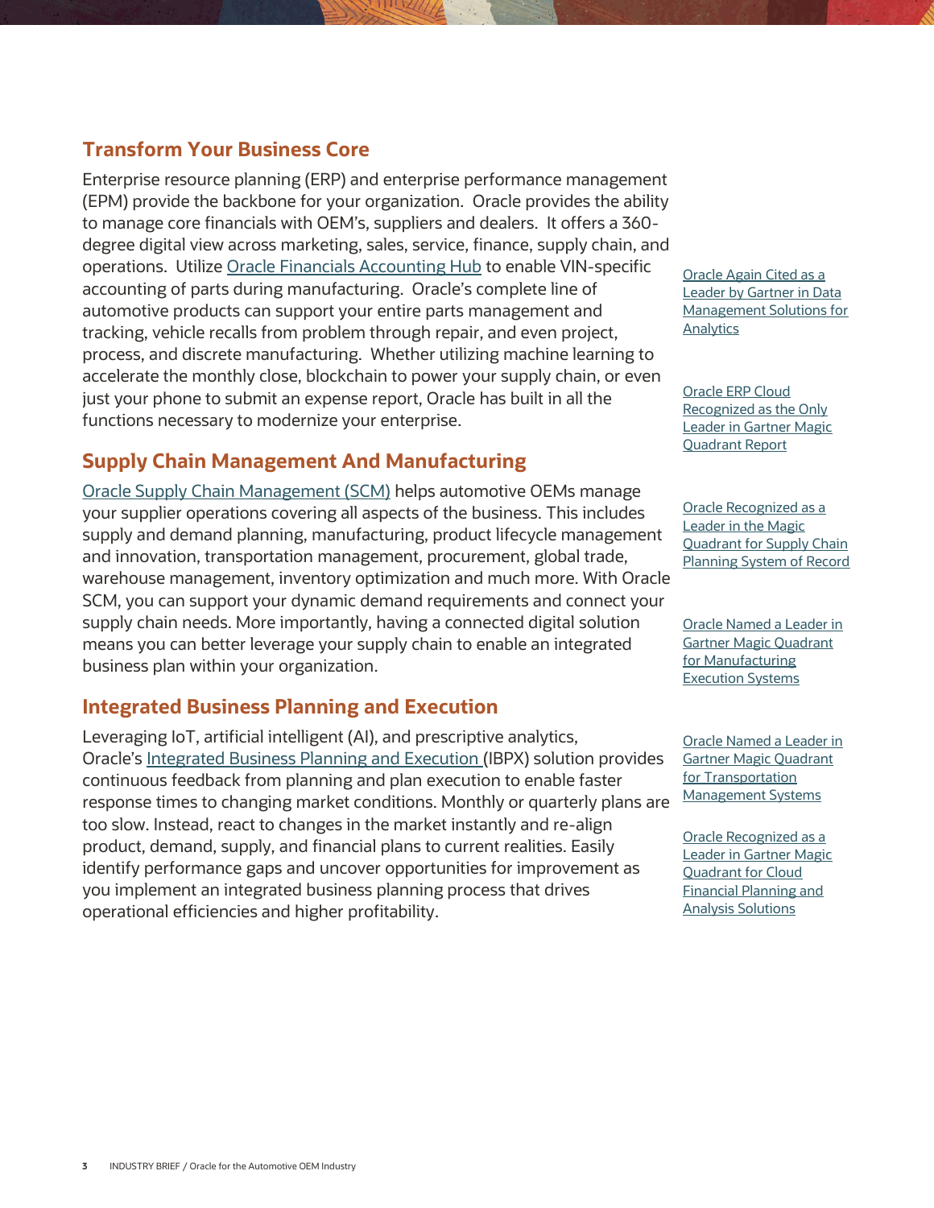## Transform Your Business Core

Enterprise resource planning (ERP) and enterprise performance management (EPM) provide the backbone for your organization. Oracle provides the ability to manage core financials with OEM's, suppliers and dealers. It offers a 360-degree digital view across marketing, sales, service, finance, supply chain, and operations. Utilize Oracle Financials Accounting Hub to enable VIN-specific accounting of parts during manufacturing. Oracle's complete line of automotive products can support your entire parts management and tracking, vehicle recalls from problem through repair, and even project, process, and discrete manufacturing. Whether utilizing machine learning to accelerate the monthly close, blockchain to power your supply chain, or even just your phone to submit an expense report, Oracle has built in all the functions necessary to modernize your enterprise.

## Supply Chain Management And Manufacturing

Oracle Supply Chain Management (SCM) helps automotive OEMs manage your supplier operations covering all aspects of the business. This includes supply and demand planning, manufacturing, product lifecycle management and innovation, transportation management, procurement, global trade, warehouse management, inventory optimization and much more. With Oracle SCM, you can support your dynamic demand requirements and connect your supply chain needs. More importantly, having a connected digital solution means you can better leverage your supply chain to enable an integrated business plan within your organization.

## Integrated Business Planning and Execution

Leveraging IoT, artificial intelligent (AI), and prescriptive analytics, Oracle's Integrated Business Planning and Execution (IBPX) solution provides continuous feedback from planning and plan execution to enable faster response times to changing market conditions. Monthly or quarterly plans are too slow. Instead, react to changes in the market instantly and re-align product, demand, supply, and financial plans to current realities. Easily identify performance gaps and uncover opportunities for improvement as you implement an integrated business planning process that drives operational efficiencies and higher profitability.

Oracle Again Cited as a Leader by Gartner in Data Management Solutions for Analytics

Oracle ERP Cloud Recognized as the Only Leader in Gartner Magic Quadrant Report

Oracle Recognized as a Leader in the Magic Quadrant for Supply Chain Planning System of Record

Oracle Named a Leader in Gartner Magic Quadrant for Manufacturing Execution Systems

Oracle Named a Leader in Gartner Magic Quadrant for Transportation Management Systems

Oracle Recognized as a Leader in Gartner Magic Quadrant for Cloud Financial Planning and Analysis Solutions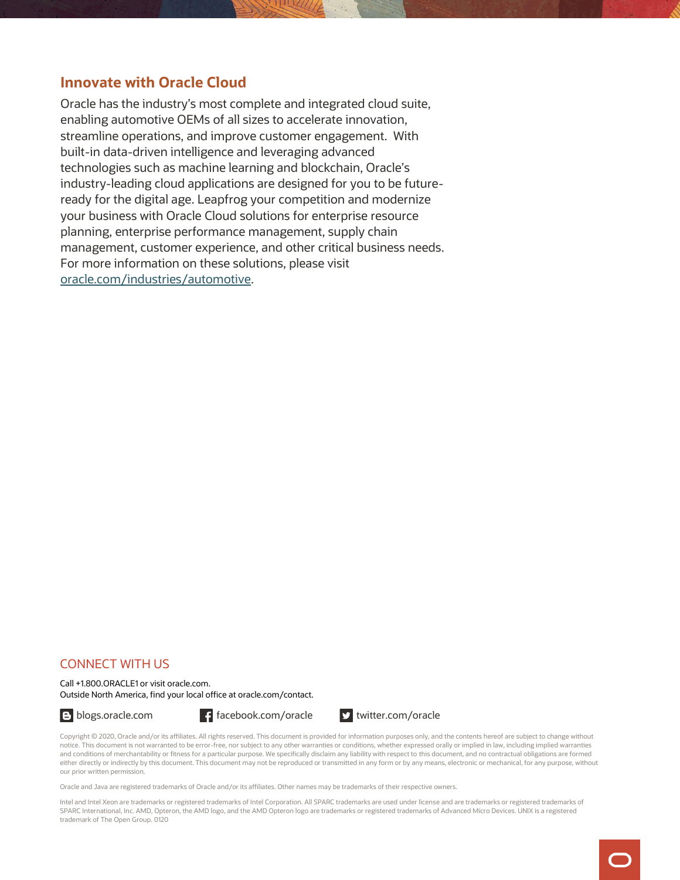## Innovate with Oracle Cloud

Oracle has the industry's most complete and integrated cloud suite, enabling automotive OEMs of all sizes to accelerate innovation, streamline operations, and improve customer engagement. With built-in data-driven intelligence and leveraging advanced technologies such as machine learning and blockchain, Oracle's industry-leading cloud applications are designed for you to be future-ready for the digital age. Leapfrog your competition and modernize your business with Oracle Cloud solutions for enterprise resource planning, enterprise performance management, supply chain management, customer experience, and other critical business needs. For more information on these solutions, please visit [oracle.com/industries/automotive](oracle.com/industries/automotive).

## CONNECT WITH US

Call +1.800.ORACLE1 or visit oracle.com.
Outside North America, find your local office at oracle.com/contact.

blogs.oracle.com  facebook.com/oracle  twitter.com/oracle

Copyright © 2020, Oracle and/or its affiliates. All rights reserved. This document is provided for information purposes only, and the contents hereof are subject to change without notice. This document is not warranted to be error-free, nor subject to any other warranties or conditions, whether expressed orally or implied in law, including implied warranties and conditions of merchantability or fitness for a particular purpose. We specifically disclaim any liability with respect to this document, and no contractual obligations are formed either directly or indirectly by this document. This document may not be reproduced or transmitted in any form or by any means, electronic or mechanical, for any purpose, without our prior written permission.

Oracle and Java are registered trademarks of Oracle and/or its affiliates. Other names may be trademarks of their respective owners.

Intel and Intel Xeon are trademarks or registered trademarks of Intel Corporation. All SPARC trademarks are used under license and are trademarks or registered trademarks of SPARC International, Inc. AMD, Opteron, the AMD logo, and the AMD Opteron logo are trademarks or registered trademarks of Advanced Micro Devices. UNIX is a registered trademark of The Open Group. 0120